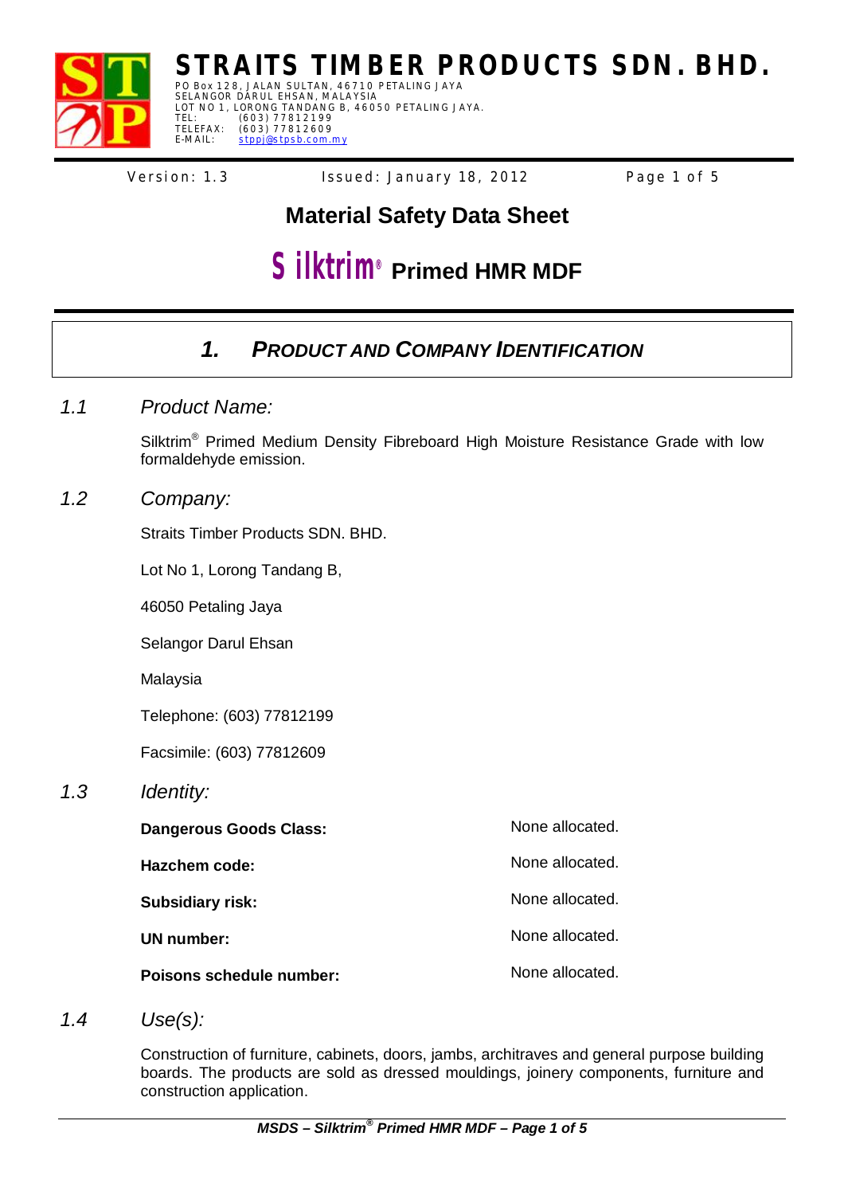# STRAITS TIMBER PRODUCTS SDN. BHD.

PO Box 128, JALAN SULTAN, 46710 PETALING JAYA
SELANGOR DARUL EHSAN, MALAYSIA
LOT NO 1, LORONG TANDANG B, 46050 PETALING JAYA.
TEL: (603) 77812199
TELEFAX: (603) 77812609
E-MAIL: stppj@stpsb.com.my

Version: 1.3 | Issued: January 18, 2012

## Material Safety Data Sheet

## Silktrim® Primed HMR MDF

## 1. PRODUCT AND COMPANY IDENTIFICATION

### 1.1 Product Name:

Silktrim® Primed Medium Density Fibreboard High Moisture Resistance Grade with low formaldehyde emission.

### 1.2 Company:

Straits Timber Products SDN. BHD.

Lot No 1, Lorong Tandang B,

46050 Petaling Jaya

Selangor Darul Ehsan

Malaysia

Telephone: (603) 77812199

Facsimile: (603) 77812609

### 1.3 Identity:

| | |
|---|---|
| **Dangerous Goods Class:** | None allocated. |
| **Hazchem code:** | None allocated. |
| **Subsidiary risk:** | None allocated. |
| **UN number:** | None allocated. |
| **Poisons schedule number:** | None allocated. |

### 1.4 Use(s):

Construction of furniture, cabinets, doors, jambs, architraves and general purpose building boards. The products are sold as dressed mouldings, joinery components, furniture and construction application.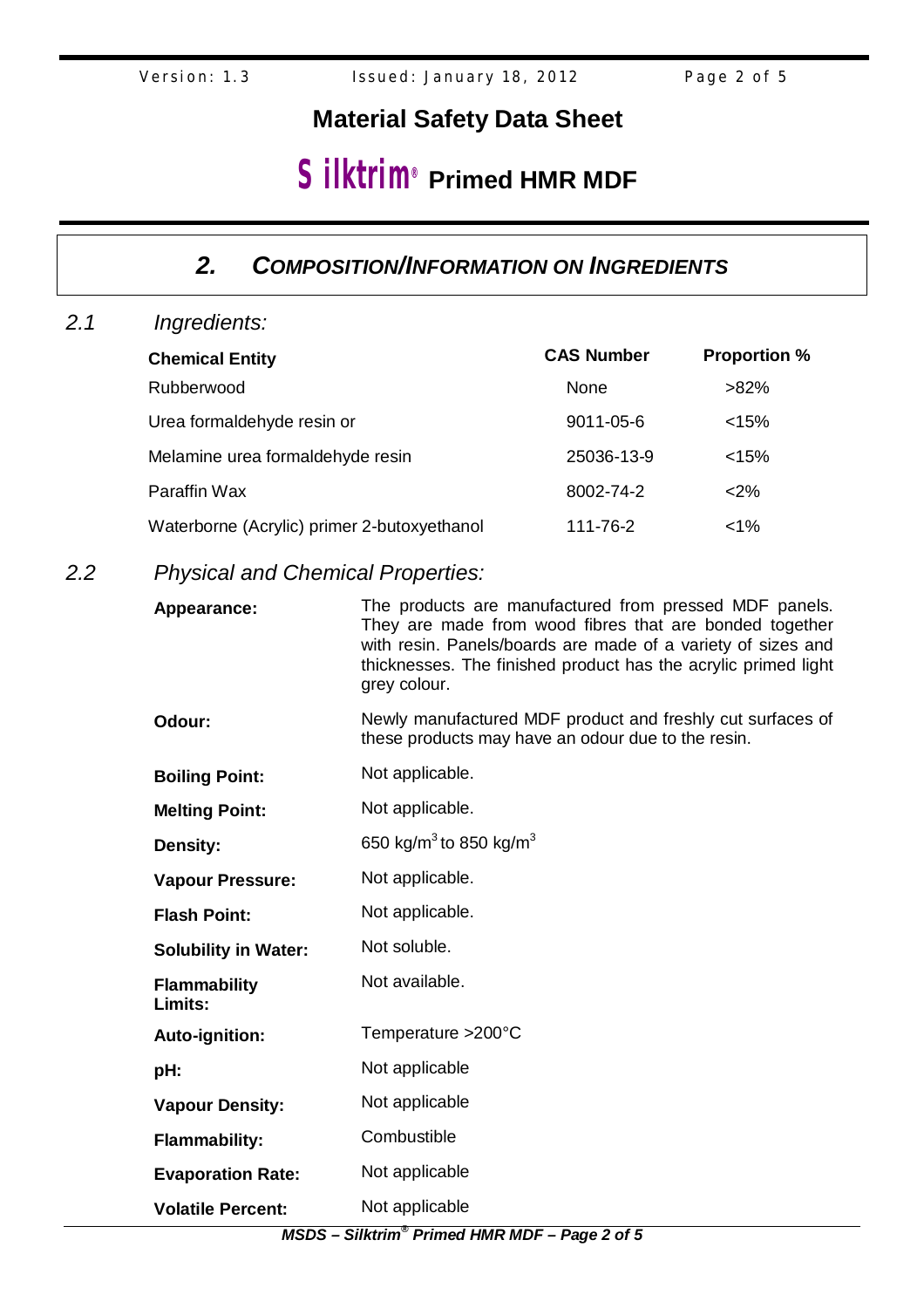# Material Safety Data Sheet

# Silktrim® Primed HMR MDF

## 2. COMPOSITION/INFORMATION ON INGREDIENTS

### 2.1 Ingredients:

| Chemical Entity | CAS Number | Proportion % |
|---|---|---|
| Rubberwood | None | >82% |
| Urea formaldehyde resin or | 9011-05-6 | <15% |
| Melamine urea formaldehyde resin | 25036-13-9 | <15% |
| Paraffin Wax | 8002-74-2 | <2% |
| Waterborne (Acrylic) primer 2-butoxyethanol | 111-76-2 | <1% |

### 2.2 Physical and Chemical Properties:

| | |
|---|---|
| **Appearance:** | The products are manufactured from pressed MDF panels. They are made from wood fibres that are bonded together with resin. Panels/boards are made of a variety of sizes and thicknesses. The finished product has the acrylic primed light grey colour. |
| **Odour:** | Newly manufactured MDF product and freshly cut surfaces of these products may have an odour due to the resin. |
| **Boiling Point:** | Not applicable. |
| **Melting Point:** | Not applicable. |
| **Density:** | 650 $kg/m^3$ to 850 $kg/m^3$ |
| **Vapour Pressure:** | Not applicable. |
| **Flash Point:** | Not applicable. |
| **Solubility in Water:** | Not soluble. |
| **Flammability Limits:** | Not available. |
| **Auto-ignition:** | Temperature >200°C |
| **pH:** | Not applicable |
| **Vapour Density:** | Not applicable |
| **Flammability:** | Combustible |
| **Evaporation Rate:** | Not applicable |
| **Volatile Percent:** | Not applicable |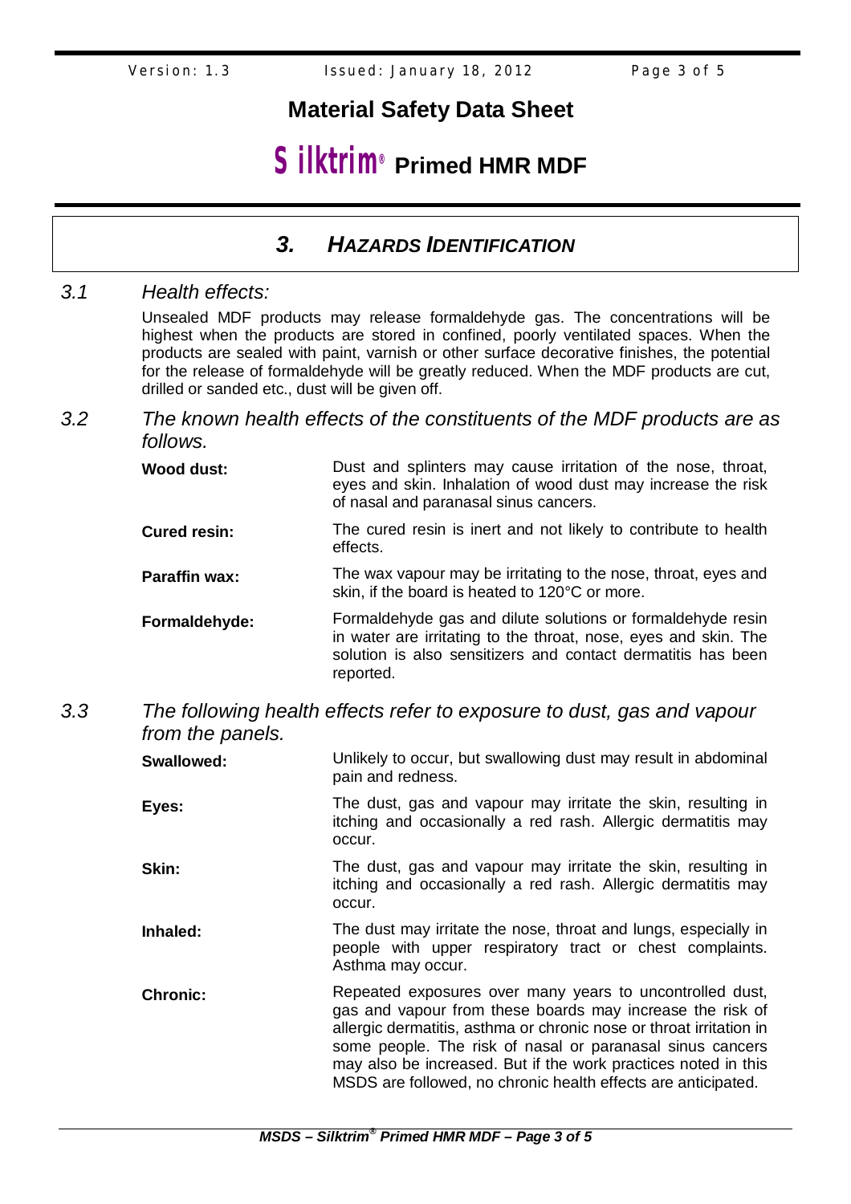# Material Safety Data Sheet

# Silktrim® Primed HMR MDF

## 3. HAZARDS IDENTIFICATION

### *3.1 Health effects:*

Unsealed MDF products may release formaldehyde gas. The concentrations will be highest when the products are stored in confined, poorly ventilated spaces. When the products are sealed with paint, varnish or other surface decorative finishes, the potential for the release of formaldehyde will be greatly reduced. When the MDF products are cut, drilled or sanded etc., dust will be given off.

### *3.2 The known health effects of the constituents of the MDF products are as follows.*

**Wood dust:** Dust and splinters may cause irritation of the nose, throat, eyes and skin. Inhalation of wood dust may increase the risk of nasal and paranasal sinus cancers.

**Cured resin:** The cured resin is inert and not likely to contribute to health effects.

**Paraffin wax:** The wax vapour may be irritating to the nose, throat, eyes and skin, if the board is heated to 120°C or more.

**Formaldehyde:** Formaldehyde gas and dilute solutions or formaldehyde resin in water are irritating to the throat, nose, eyes and skin. The solution is also sensitizers and contact dermatitis has been reported.

### *3.3 The following health effects refer to exposure to dust, gas and vapour from the panels.*

**Swallowed:** Unlikely to occur, but swallowing dust may result in abdominal pain and redness.

**Eyes:** The dust, gas and vapour may irritate the skin, resulting in itching and occasionally a red rash. Allergic dermatitis may occur.

**Skin:** The dust, gas and vapour may irritate the skin, resulting in itching and occasionally a red rash. Allergic dermatitis may occur.

**Inhaled:** The dust may irritate the nose, throat and lungs, especially in people with upper respiratory tract or chest complaints. Asthma may occur.

**Chronic:** Repeated exposures over many years to uncontrolled dust, gas and vapour from these boards may increase the risk of allergic dermatitis, asthma or chronic nose or throat irritation in some people. The risk of nasal or paranasal sinus cancers may also be increased. But if the work practices noted in this MSDS are followed, no chronic health effects are anticipated.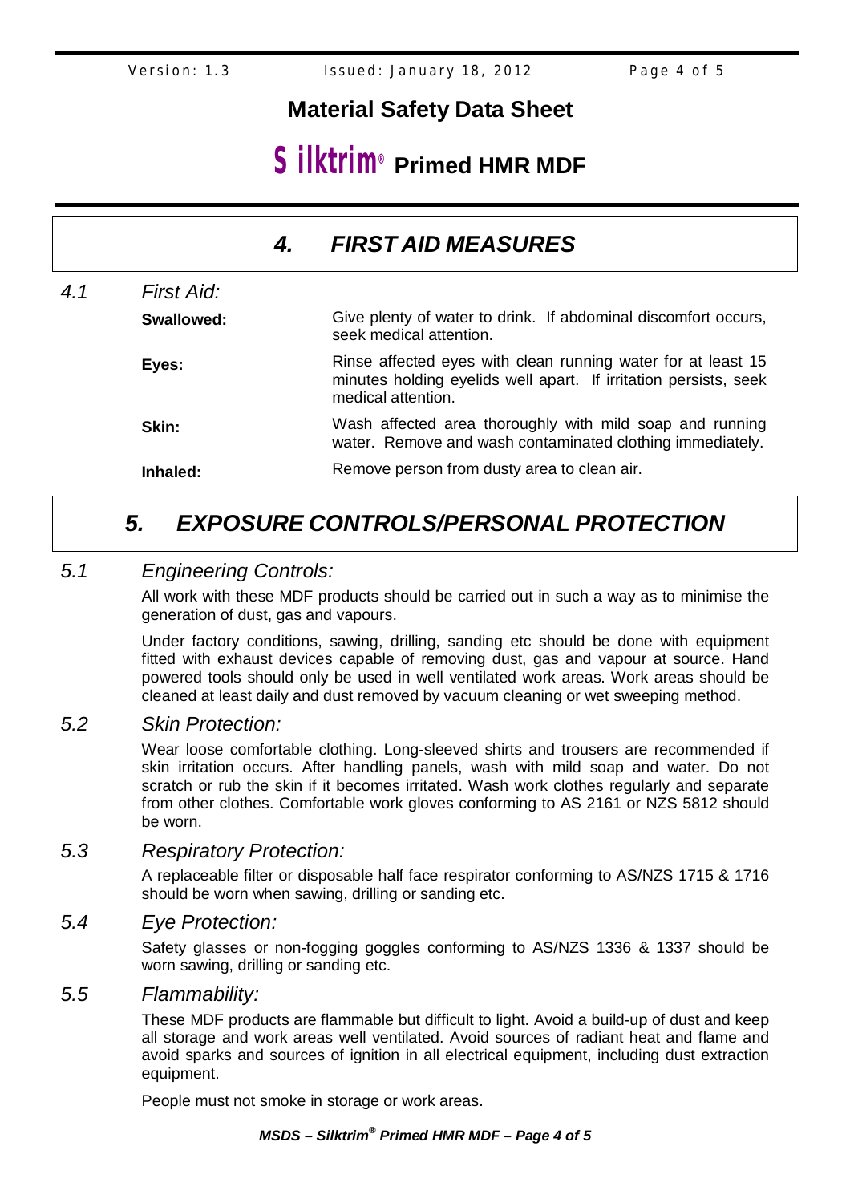## 4. FIRST AID MEASURES

### 4.1 First Aid:

**Swallowed:** Give plenty of water to drink. If abdominal discomfort occurs, seek medical attention.

**Eyes:** Rinse affected eyes with clean running water for at least 15 minutes holding eyelids well apart. If irritation persists, seek medical attention.

**Skin:** Wash affected area thoroughly with mild soap and running water. Remove and wash contaminated clothing immediately.

**Inhaled:** Remove person from dusty area to clean air.

## 5. EXPOSURE CONTROLS/PERSONAL PROTECTION

### 5.1 Engineering Controls:

All work with these MDF products should be carried out in such a way as to minimise the generation of dust, gas and vapours.

Under factory conditions, sawing, drilling, sanding etc should be done with equipment fitted with exhaust devices capable of removing dust, gas and vapour at source. Hand powered tools should only be used in well ventilated work areas. Work areas should be cleaned at least daily and dust removed by vacuum cleaning or wet sweeping method.

### 5.2 Skin Protection:

Wear loose comfortable clothing. Long-sleeved shirts and trousers are recommended if skin irritation occurs. After handling panels, wash with mild soap and water. Do not scratch or rub the skin if it becomes irritated. Wash work clothes regularly and separate from other clothes. Comfortable work gloves conforming to AS 2161 or NZS 5812 should be worn.

### 5.3 Respiratory Protection:

A replaceable filter or disposable half face respirator conforming to AS/NZS 1715 & 1716 should be worn when sawing, drilling or sanding etc.

### 5.4 Eye Protection:

Safety glasses or non-fogging goggles conforming to AS/NZS 1336 & 1337 should be worn sawing, drilling or sanding etc.

### 5.5 Flammability:

These MDF products are flammable but difficult to light. Avoid a build-up of dust and keep all storage and work areas well ventilated. Avoid sources of radiant heat and flame and avoid sparks and sources of ignition in all electrical equipment, including dust extraction equipment.

People must not smoke in storage or work areas.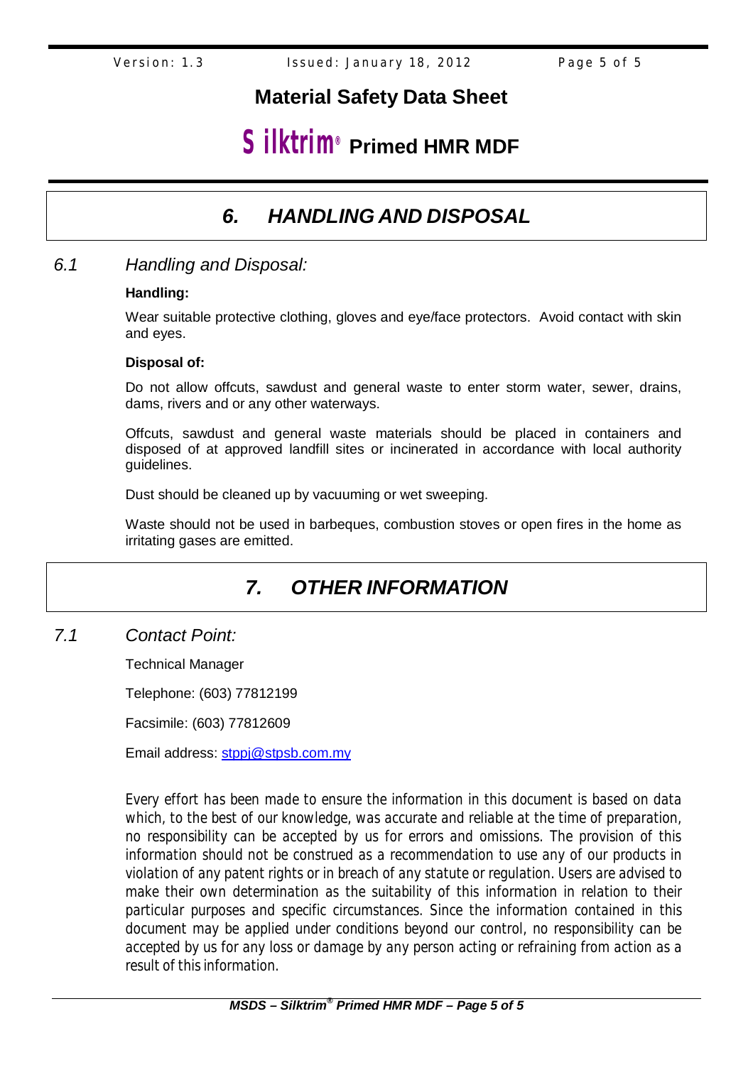## *6. HANDLING AND DISPOSAL*

### *6.1 Handling and Disposal:*

**Handling:**

Wear suitable protective clothing, gloves and eye/face protectors. Avoid contact with skin and eyes.

**Disposal of:**

Do not allow offcuts, sawdust and general waste to enter storm water, sewer, drains, dams, rivers and or any other waterways.

Offcuts, sawdust and general waste materials should be placed in containers and disposed of at approved landfill sites or incinerated in accordance with local authority guidelines.

Dust should be cleaned up by vacuuming or wet sweeping.

Waste should not be used in barbeques, combustion stoves or open fires in the home as irritating gases are emitted.

## *7. OTHER INFORMATION*

### *7.1 Contact Point:*

Technical Manager

Telephone: (603) 77812199

Facsimile: (603) 77812609

Email address: stppj@stpsb.com.my

Every effort has been made to ensure the information in this document is based on data which, to the best of our knowledge, was accurate and reliable at the time of preparation, no responsibility can be accepted by us for errors and omissions. The provision of this information should not be construed as a recommendation to use any of our products in violation of any patent rights or in breach of any statute or regulation. Users are advised to make their own determination as the suitability of this information in relation to their particular purposes and specific circumstances. Since the information contained in this document may be applied under conditions beyond our control, no responsibility can be accepted by us for any loss or damage by any person acting or refraining from action as a result of this information.